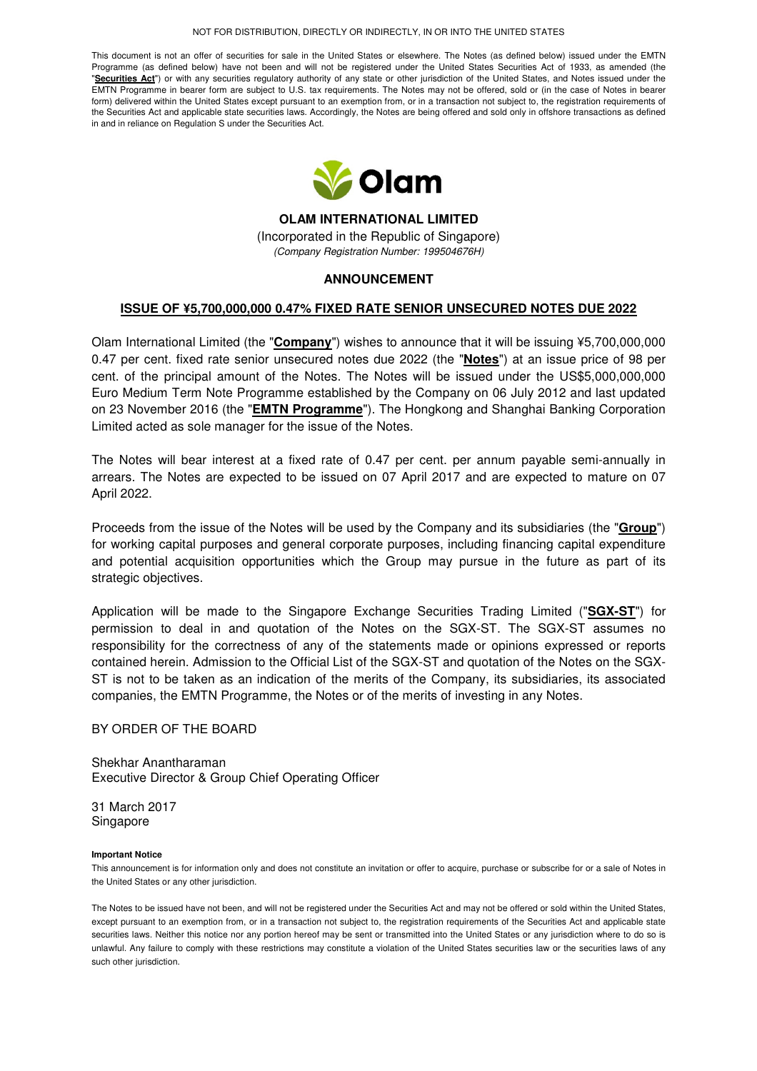NOT FOR DISTRIBUTION, DIRECTLY OR INDIRECTLY, IN OR INTO THE UNITED STATES

This document is not an offer of securities for sale in the United States or elsewhere. The Notes (as defined below) issued under the EMTN Programme (as defined below) have not been and will not be registered under the United States Securities Act of 1933, as amended (the "**Securities Act**") or with any securities regulatory authority of any state or other jurisdiction of the United States, and Notes issued under the EMTN Programme in bearer form are subject to U.S. tax requirements. The Notes may not be offered, sold or (in the case of Notes in bearer form) delivered within the United States except pursuant to an exemption from, or in a transaction not subject to, the registration requirements of the Securities Act and applicable state securities laws. Accordingly, the Notes are being offered and sold only in offshore transactions as defined in and in reliance on Regulation S under the Securities Act.

Olam

**OLAM INTERNATIONAL LIMITED**

(Incorporated in the Republic of Singapore)

*(Company Registration Number: 199504676H)*

**ANNOUNCEMENT**

**ISSUE OF ¥5,700,000,000 0.47% FIXED RATE SENIOR UNSECURED NOTES DUE 2022**

Olam International Limited (the "**Company**") wishes to announce that it will be issuing ¥5,700,000,000 0.47 per cent. fixed rate senior unsecured notes due 2022 (the "**Notes**") at an issue price of 98 per cent. of the principal amount of the Notes. The Notes will be issued under the US$5,000,000,000 Euro Medium Term Note Programme established by the Company on 06 July 2012 and last updated on 23 November 2016 (the "**EMTN Programme**"). The Hongkong and Shanghai Banking Corporation Limited acted as sole manager for the issue of the Notes.

The Notes will bear interest at a fixed rate of 0.47 per cent. per annum payable semi-annually in arrears. The Notes are expected to be issued on 07 April 2017 and are expected to mature on 07 April 2022.

Proceeds from the issue of the Notes will be used by the Company and its subsidiaries (the "**Group**") for working capital purposes and general corporate purposes, including financing capital expenditure and potential acquisition opportunities which the Group may pursue in the future as part of its strategic objectives.

Application will be made to the Singapore Exchange Securities Trading Limited ("**SGX-ST**") for permission to deal in and quotation of the Notes on the SGX-ST. The SGX-ST assumes no responsibility for the correctness of any of the statements made or opinions expressed or reports contained herein. Admission to the Official List of the SGX-ST and quotation of the Notes on the SGX-ST is not to be taken as an indication of the merits of the Company, its subsidiaries, its associated companies, the EMTN Programme, the Notes or of the merits of investing in any Notes.

BY ORDER OF THE BOARD

Shekhar Anantharaman
Executive Director & Group Chief Operating Officer

31 March 2017
Singapore

**Important Notice**

This announcement is for information only and does not constitute an invitation or offer to acquire, purchase or subscribe for or a sale of Notes in the United States or any other jurisdiction.

The Notes to be issued have not been, and will not be registered under the Securities Act and may not be offered or sold within the United States, except pursuant to an exemption from, or in a transaction not subject to, the registration requirements of the Securities Act and applicable state securities laws. Neither this notice nor any portion hereof may be sent or transmitted into the United States or any jurisdiction where to do so is unlawful. Any failure to comply with these restrictions may constitute a violation of the United States securities law or the securities laws of any such other jurisdiction.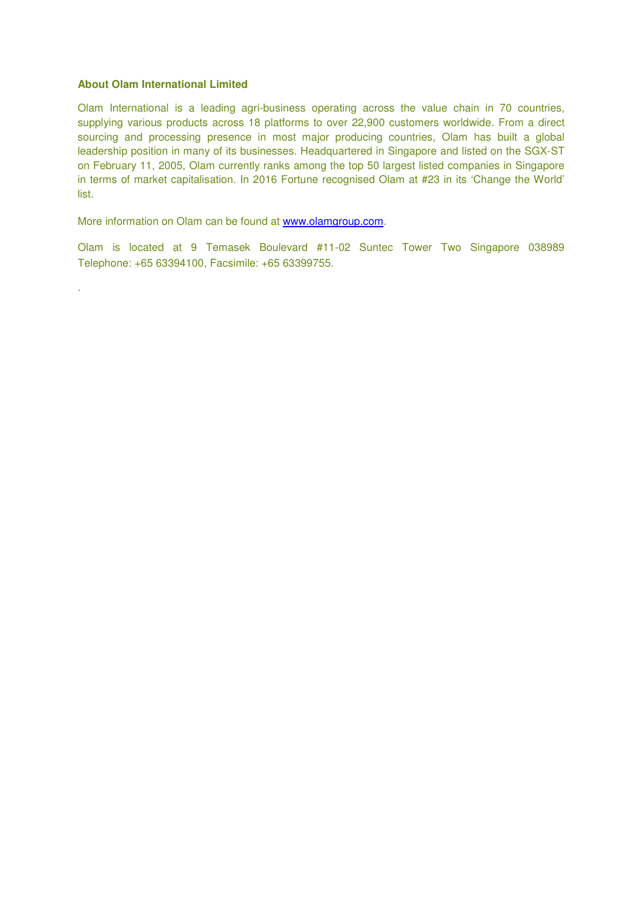**About Olam International Limited**

Olam International is a leading agri-business operating across the value chain in 70 countries, supplying various products across 18 platforms to over 22,900 customers worldwide. From a direct sourcing and processing presence in most major producing countries, Olam has built a global leadership position in many of its businesses. Headquartered in Singapore and listed on the SGX-ST on February 11, 2005, Olam currently ranks among the top 50 largest listed companies in Singapore in terms of market capitalisation. In 2016 Fortune recognised Olam at #23 in its 'Change the World' list.

More information on Olam can be found at [www.olamgroup.com](http://www.olamgroup.com).

Olam is located at 9 Temasek Boulevard #11-02 Suntec Tower Two Singapore 038989 Telephone: +65 63394100, Facsimile: +65 63399755.

.